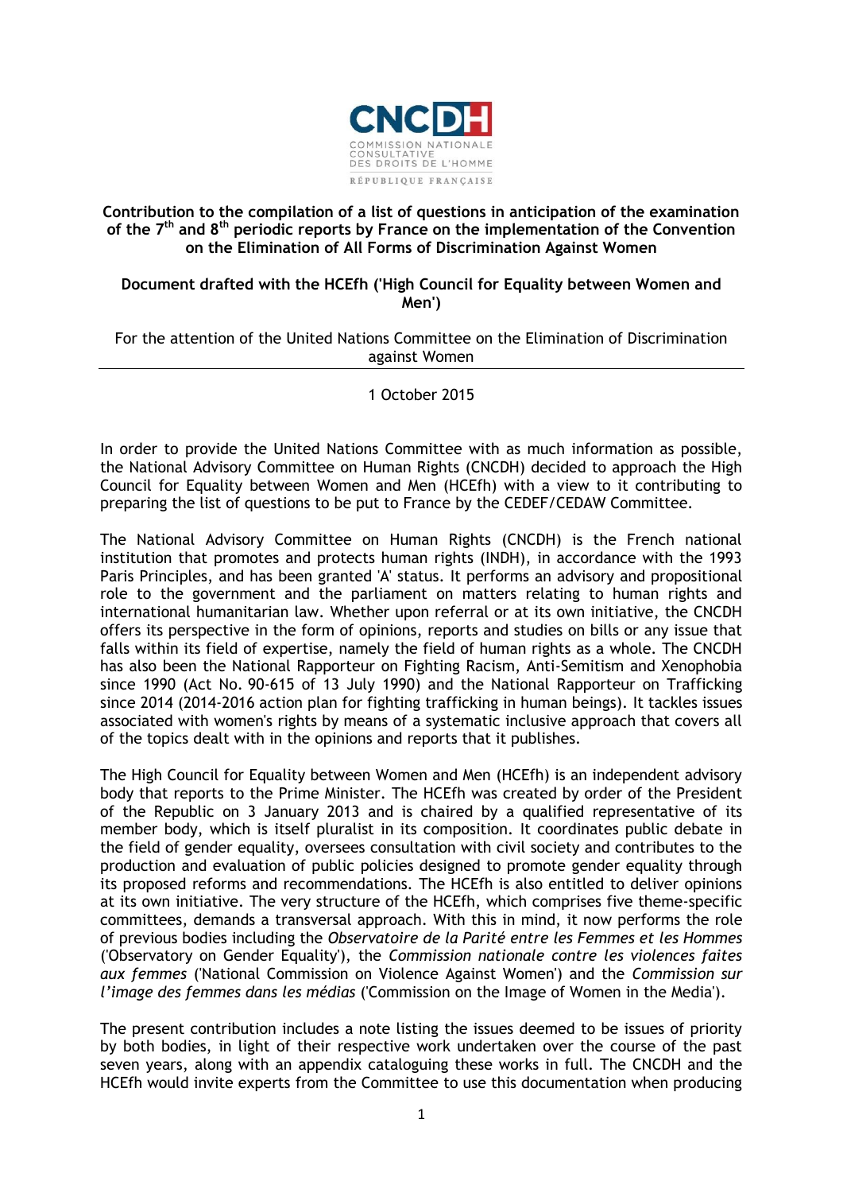CNCDH

COMMISSION NATIONALE CONSULTATIVE DES DROITS DE L'HOMME

RÉPUBLIQUE FRANÇAISE

**Contribution to the compilation of a list of questions in anticipation of the examination of the 7th and 8th periodic reports by France on the implementation of the Convention on the Elimination of All Forms of Discrimination Against Women**

**Document drafted with the HCEfh ('High Council for Equality between Women and Men')**

For the attention of the United Nations Committee on the Elimination of Discrimination against Women

---

1 October 2015

In order to provide the United Nations Committee with as much information as possible, the National Advisory Committee on Human Rights (CNCDH) decided to approach the High Council for Equality between Women and Men (HCEfh) with a view to it contributing to preparing the list of questions to be put to France by the CEDEF/CEDAW Committee.

The National Advisory Committee on Human Rights (CNCDH) is the French national institution that promotes and protects human rights (INDH), in accordance with the 1993 Paris Principles, and has been granted 'A' status. It performs an advisory and propositional role to the government and the parliament on matters relating to human rights and international humanitarian law. Whether upon referral or at its own initiative, the CNCDH offers its perspective in the form of opinions, reports and studies on bills or any issue that falls within its field of expertise, namely the field of human rights as a whole. The CNCDH has also been the National Rapporteur on Fighting Racism, Anti-Semitism and Xenophobia since 1990 (Act No. 90-615 of 13 July 1990) and the National Rapporteur on Trafficking since 2014 (2014-2016 action plan for fighting trafficking in human beings). It tackles issues associated with women's rights by means of a systematic inclusive approach that covers all of the topics dealt with in the opinions and reports that it publishes.

The High Council for Equality between Women and Men (HCEfh) is an independent advisory body that reports to the Prime Minister. The HCEfh was created by order of the President of the Republic on 3 January 2013 and is chaired by a qualified representative of its member body, which is itself pluralist in its composition. It coordinates public debate in the field of gender equality, oversees consultation with civil society and contributes to the production and evaluation of public policies designed to promote gender equality through its proposed reforms and recommendations. The HCEfh is also entitled to deliver opinions at its own initiative. The very structure of the HCEfh, which comprises five theme-specific committees, demands a transversal approach. With this in mind, it now performs the role of previous bodies including the *Observatoire de la Parité entre les Femmes et les Hommes* ('Observatory on Gender Equality'), the *Commission nationale contre les violences faites aux femmes* ('National Commission on Violence Against Women') and the *Commission sur l'image des femmes dans les médias* ('Commission on the Image of Women in the Media').

The present contribution includes a note listing the issues deemed to be issues of priority by both bodies, in light of their respective work undertaken over the course of the past seven years, along with an appendix cataloguing these works in full. The CNCDH and the HCEfh would invite experts from the Committee to use this documentation when producing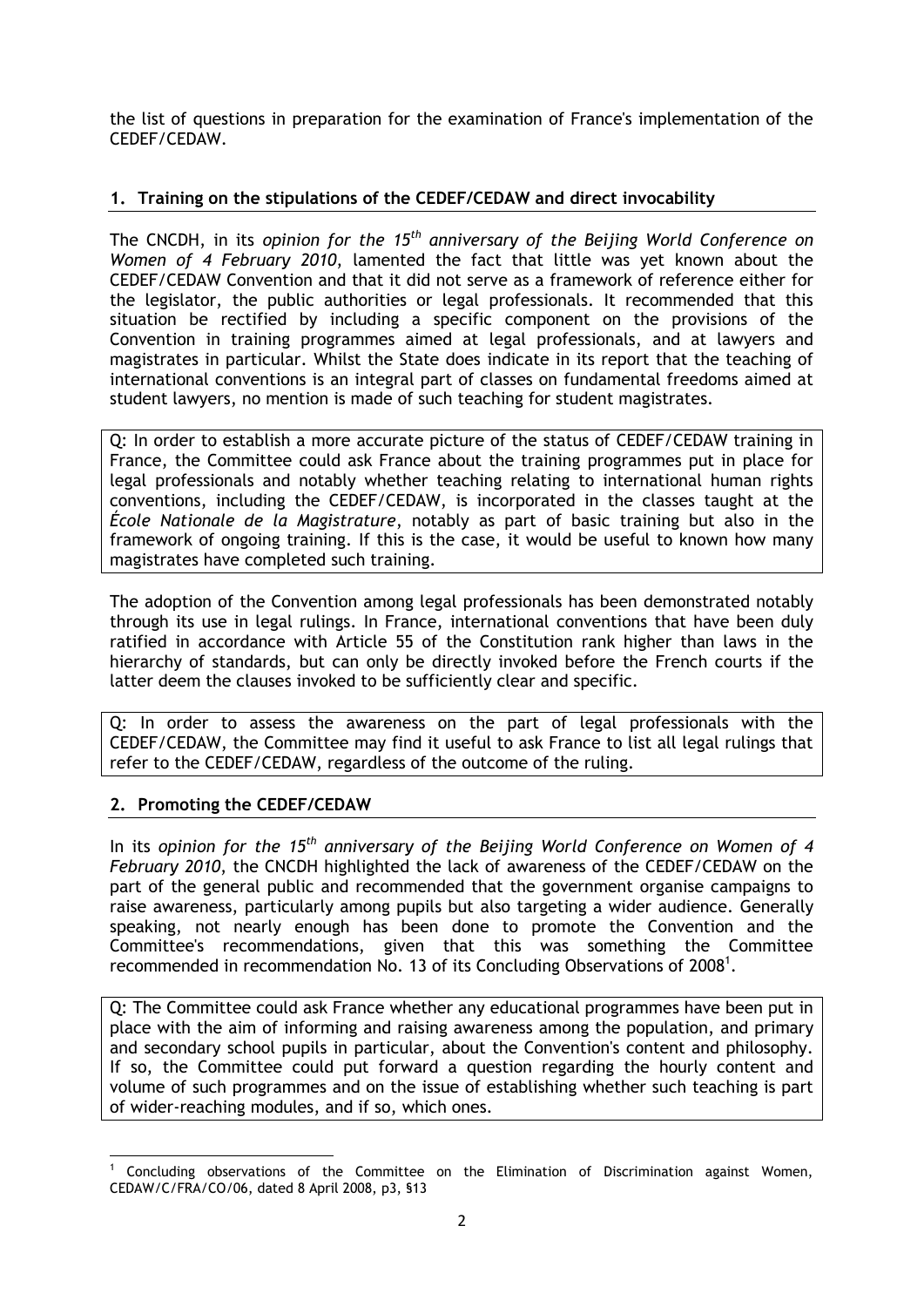the list of questions in preparation for the examination of France's implementation of the CEDEF/CEDAW.

## 1. Training on the stipulations of the CEDEF/CEDAW and direct invocability

The CNCDH, in its *opinion for the 15th anniversary of the Beijing World Conference on Women of 4 February 2010*, lamented the fact that little was yet known about the CEDEF/CEDAW Convention and that it did not serve as a framework of reference either for the legislator, the public authorities or legal professionals. It recommended that this situation be rectified by including a specific component on the provisions of the Convention in training programmes aimed at legal professionals, and at lawyers and magistrates in particular. Whilst the State does indicate in its report that the teaching of international conventions is an integral part of classes on fundamental freedoms aimed at student lawyers, no mention is made of such teaching for student magistrates.

Q: In order to establish a more accurate picture of the status of CEDEF/CEDAW training in France, the Committee could ask France about the training programmes put in place for legal professionals and notably whether teaching relating to international human rights conventions, including the CEDEF/CEDAW, is incorporated in the classes taught at the *École Nationale de la Magistrature*, notably as part of basic training but also in the framework of ongoing training. If this is the case, it would be useful to known how many magistrates have completed such training.

The adoption of the Convention among legal professionals has been demonstrated notably through its use in legal rulings. In France, international conventions that have been duly ratified in accordance with Article 55 of the Constitution rank higher than laws in the hierarchy of standards, but can only be directly invoked before the French courts if the latter deem the clauses invoked to be sufficiently clear and specific.

Q: In order to assess the awareness on the part of legal professionals with the CEDEF/CEDAW, the Committee may find it useful to ask France to list all legal rulings that refer to the CEDEF/CEDAW, regardless of the outcome of the ruling.

## 2. Promoting the CEDEF/CEDAW

In its *opinion for the 15th anniversary of the Beijing World Conference on Women of 4 February 2010*, the CNCDH highlighted the lack of awareness of the CEDEF/CEDAW on the part of the general public and recommended that the government organise campaigns to raise awareness, particularly among pupils but also targeting a wider audience. Generally speaking, not nearly enough has been done to promote the Convention and the Committee's recommendations, given that this was something the Committee recommended in recommendation No. 13 of its Concluding Observations of 2008[1].

Q: The Committee could ask France whether any educational programmes have been put in place with the aim of informing and raising awareness among the population, and primary and secondary school pupils in particular, about the Convention's content and philosophy. If so, the Committee could put forward a question regarding the hourly content and volume of such programmes and on the issue of establishing whether such teaching is part of wider-reaching modules, and if so, which ones.

[1] Concluding observations of the Committee on the Elimination of Discrimination against Women, CEDAW/C/FRA/CO/06, dated 8 April 2008, p3, §13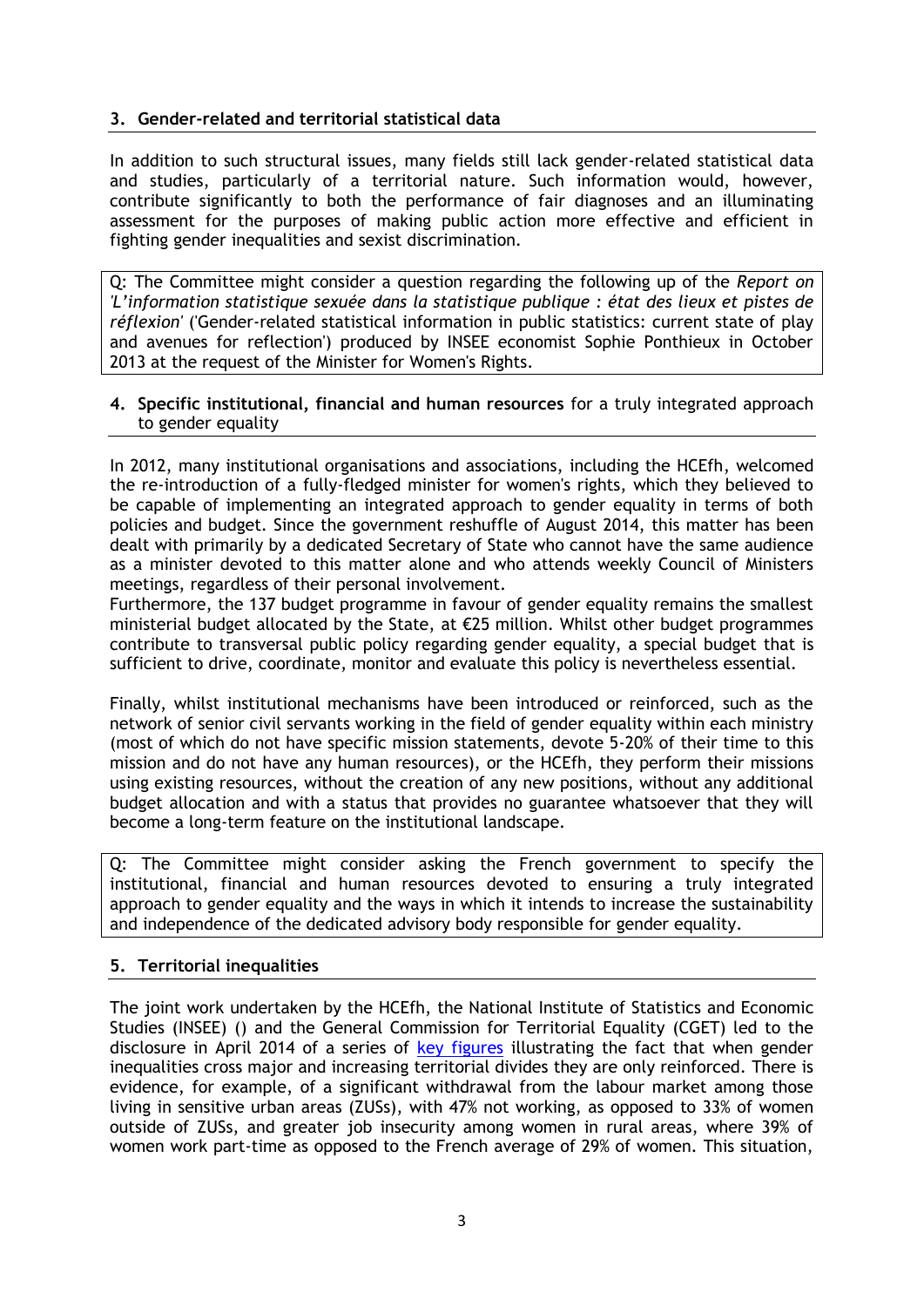### 3. Gender-related and territorial statistical data

In addition to such structural issues, many fields still lack gender-related statistical data and studies, particularly of a territorial nature. Such information would, however, contribute significantly to both the performance of fair diagnoses and an illuminating assessment for the purposes of making public action more effective and efficient in fighting gender inequalities and sexist discrimination.

Q: The Committee might consider a question regarding the following up of the *Report on 'L'information statistique sexuée dans la statistique publique : état des lieux et pistes de réflexion'* ('Gender-related statistical information in public statistics: current state of play and avenues for reflection') produced by INSEE economist Sophie Ponthieux in October 2013 at the request of the Minister for Women's Rights.

### 4. **Specific institutional, financial and human resources** for a truly integrated approach to gender equality

In 2012, many institutional organisations and associations, including the HCEfh, welcomed the re-introduction of a fully-fledged minister for women's rights, which they believed to be capable of implementing an integrated approach to gender equality in terms of both policies and budget. Since the government reshuffle of August 2014, this matter has been dealt with primarily by a dedicated Secretary of State who cannot have the same audience as a minister devoted to this matter alone and who attends weekly Council of Ministers meetings, regardless of their personal involvement.
Furthermore, the 137 budget programme in favour of gender equality remains the smallest ministerial budget allocated by the State, at €25 million. Whilst other budget programmes contribute to transversal public policy regarding gender equality, a special budget that is sufficient to drive, coordinate, monitor and evaluate this policy is nevertheless essential.

Finally, whilst institutional mechanisms have been introduced or reinforced, such as the network of senior civil servants working in the field of gender equality within each ministry (most of which do not have specific mission statements, devote 5-20% of their time to this mission and do not have any human resources), or the HCEfh, they perform their missions using existing resources, without the creation of any new positions, without any additional budget allocation and with a status that provides no guarantee whatsoever that they will become a long-term feature on the institutional landscape.

Q: The Committee might consider asking the French government to specify the institutional, financial and human resources devoted to ensuring a truly integrated approach to gender equality and the ways in which it intends to increase the sustainability and independence of the dedicated advisory body responsible for gender equality.

### 5. Territorial inequalities

The joint work undertaken by the HCEfh, the National Institute of Statistics and Economic Studies (INSEE) () and the General Commission for Territorial Equality (CGET) led to the disclosure in April 2014 of a series of key figures illustrating the fact that when gender inequalities cross major and increasing territorial divides they are only reinforced. There is evidence, for example, of a significant withdrawal from the labour market among those living in sensitive urban areas (ZUSs), with 47% not working, as opposed to 33% of women outside of ZUSs, and greater job insecurity among women in rural areas, where 39% of women work part-time as opposed to the French average of 29% of women. This situation,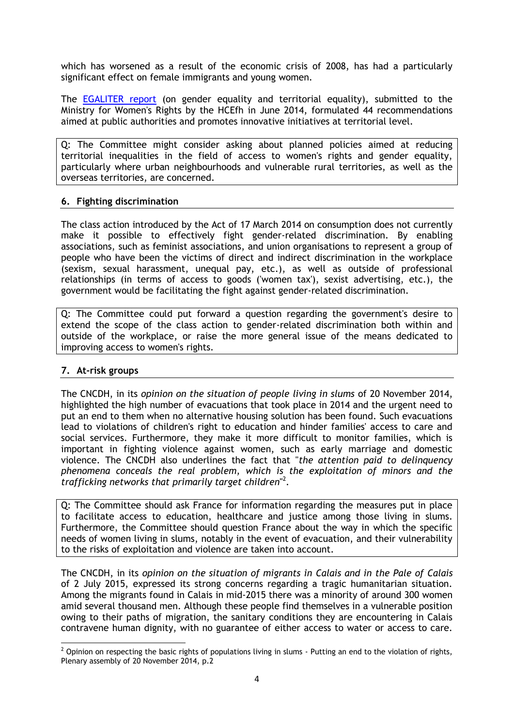which has worsened as a result of the economic crisis of 2008, has had a particularly significant effect on female immigrants and young women.

The [EGALITER report](#) (on gender equality and territorial equality), submitted to the Ministry for Women's Rights by the HCEfh in June 2014, formulated 44 recommendations aimed at public authorities and promotes innovative initiatives at territorial level.

> Q: The Committee might consider asking about planned policies aimed at reducing territorial inequalities in the field of access to women's rights and gender equality, particularly where urban neighbourhoods and vulnerable rural territories, as well as the overseas territories, are concerned.

## 6. Fighting discrimination

The class action introduced by the Act of 17 March 2014 on consumption does not currently make it possible to effectively fight gender-related discrimination. By enabling associations, such as feminist associations, and union organisations to represent a group of people who have been the victims of direct and indirect discrimination in the workplace (sexism, sexual harassment, unequal pay, etc.), as well as outside of professional relationships (in terms of access to goods ('women tax'), sexist advertising, etc.), the government would be facilitating the fight against gender-related discrimination.

> Q: The Committee could put forward a question regarding the government's desire to extend the scope of the class action to gender-related discrimination both within and outside of the workplace, or raise the more general issue of the means dedicated to improving access to women's rights.

## 7. At-risk groups

The CNCDH, in its *opinion on the situation of people living in slums* of 20 November 2014, highlighted the high number of evacuations that took place in 2014 and the urgent need to put an end to them when no alternative housing solution has been found. Such evacuations lead to violations of children's right to education and hinder families' access to care and social services. Furthermore, they make it more difficult to monitor families, which is important in fighting violence against women, such as early marriage and domestic violence. The CNCDH also underlines the fact that "*the attention paid to delinquency phenomena conceals the real problem, which is the exploitation of minors and the trafficking networks that primarily target children*"[2].

> Q: The Committee should ask France for information regarding the measures put in place to facilitate access to education, healthcare and justice among those living in slums. Furthermore, the Committee should question France about the way in which the specific needs of women living in slums, notably in the event of evacuation, and their vulnerability to the risks of exploitation and violence are taken into account.

The CNCDH, in its *opinion on the situation of migrants in Calais and in the Pale of Calais* of 2 July 2015, expressed its strong concerns regarding a tragic humanitarian situation. Among the migrants found in Calais in mid-2015 there was a minority of around 300 women amid several thousand men. Although these people find themselves in a vulnerable position owing to their paths of migration, the sanitary conditions they are encountering in Calais contravene human dignity, with no guarantee of either access to water or access to care.

---

[2] Opinion on respecting the basic rights of populations living in slums - Putting an end to the violation of rights, Plenary assembly of 20 November 2014, p.2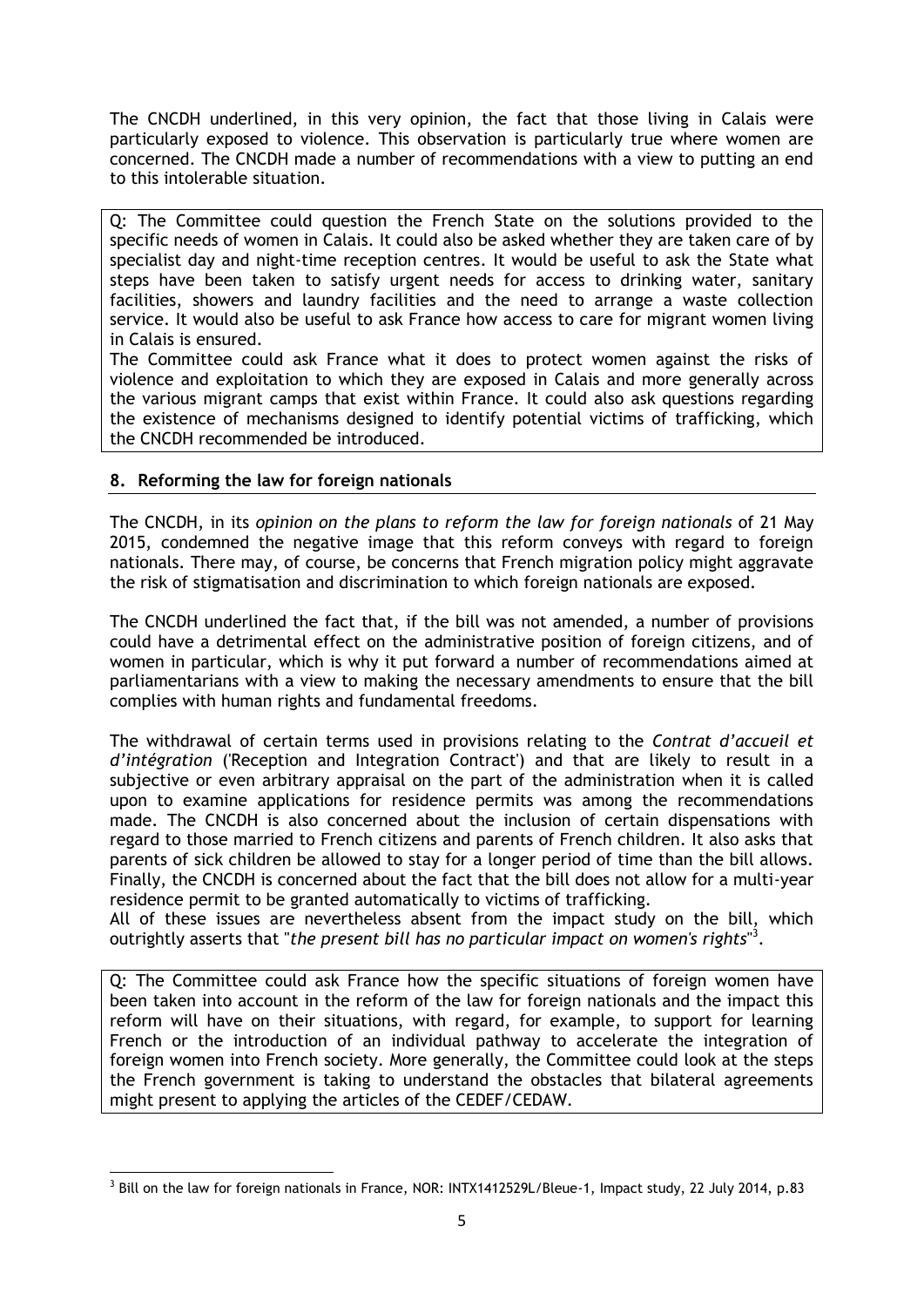The CNCDH underlined, in this very opinion, the fact that those living in Calais were particularly exposed to violence. This observation is particularly true where women are concerned. The CNCDH made a number of recommendations with a view to putting an end to this intolerable situation.

> Q: The Committee could question the French State on the solutions provided to the specific needs of women in Calais. It could also be asked whether they are taken care of by specialist day and night-time reception centres. It would be useful to ask the State what steps have been taken to satisfy urgent needs for access to drinking water, sanitary facilities, showers and laundry facilities and the need to arrange a waste collection service. It would also be useful to ask France how access to care for migrant women living in Calais is ensured.
> The Committee could ask France what it does to protect women against the risks of violence and exploitation to which they are exposed in Calais and more generally across the various migrant camps that exist within France. It could also ask questions regarding the existence of mechanisms designed to identify potential victims of trafficking, which the CNCDH recommended be introduced.

## 8. Reforming the law for foreign nationals

The CNCDH, in its *opinion on the plans to reform the law for foreign nationals* of 21 May 2015, condemned the negative image that this reform conveys with regard to foreign nationals. There may, of course, be concerns that French migration policy might aggravate the risk of stigmatisation and discrimination to which foreign nationals are exposed.

The CNCDH underlined the fact that, if the bill was not amended, a number of provisions could have a detrimental effect on the administrative position of foreign citizens, and of women in particular, which is why it put forward a number of recommendations aimed at parliamentarians with a view to making the necessary amendments to ensure that the bill complies with human rights and fundamental freedoms.

The withdrawal of certain terms used in provisions relating to the *Contrat d'accueil et d'intégration* ('Reception and Integration Contract') and that are likely to result in a subjective or even arbitrary appraisal on the part of the administration when it is called upon to examine applications for residence permits was among the recommendations made. The CNCDH is also concerned about the inclusion of certain dispensations with regard to those married to French citizens and parents of French children. It also asks that parents of sick children be allowed to stay for a longer period of time than the bill allows. Finally, the CNCDH is concerned about the fact that the bill does not allow for a multi-year residence permit to be granted automatically to victims of trafficking.
All of these issues are nevertheless absent from the impact study on the bill, which outrightly asserts that "*the present bill has no particular impact on women's rights*"[3].

> Q: The Committee could ask France how the specific situations of foreign women have been taken into account in the reform of the law for foreign nationals and the impact this reform will have on their situations, with regard, for example, to support for learning French or the introduction of an individual pathway to accelerate the integration of foreign women into French society. More generally, the Committee could look at the steps the French government is taking to understand the obstacles that bilateral agreements might present to applying the articles of the CEDEF/CEDAW.

[3] Bill on the law for foreign nationals in France, NOR: INTX1412529L/Bleue-1, Impact study, 22 July 2014, p.83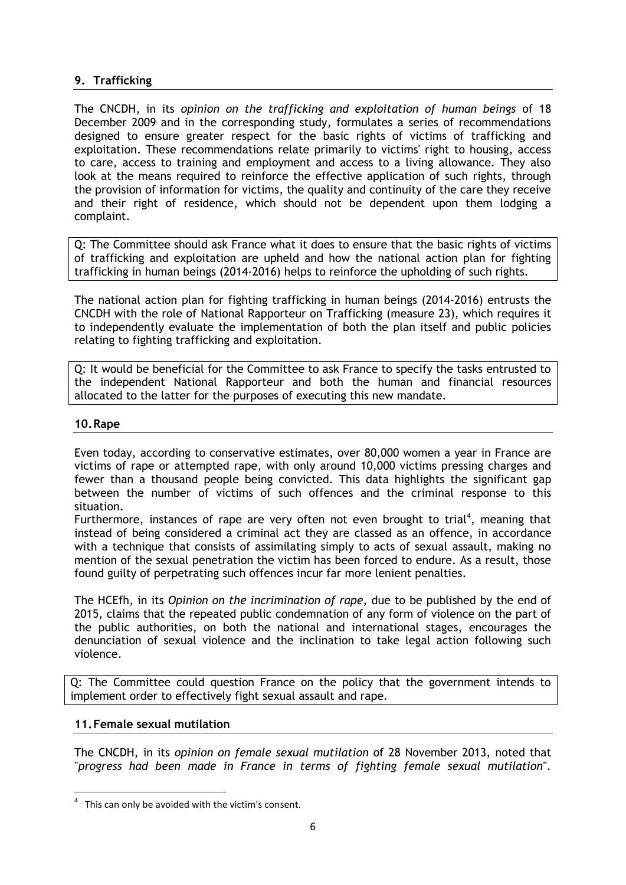## 9. Trafficking

The CNCDH, in its *opinion on the trafficking and exploitation of human beings* of 18 December 2009 and in the corresponding study, formulates a series of recommendations designed to ensure greater respect for the basic rights of victims of trafficking and exploitation. These recommendations relate primarily to victims' right to housing, access to care, access to training and employment and access to a living allowance. They also look at the means required to reinforce the effective application of such rights, through the provision of information for victims, the quality and continuity of the care they receive and their right of residence, which should not be dependent upon them lodging a complaint.

> Q: The Committee should ask France what it does to ensure that the basic rights of victims of trafficking and exploitation are upheld and how the national action plan for fighting trafficking in human beings (2014-2016) helps to reinforce the upholding of such rights.

The national action plan for fighting trafficking in human beings (2014-2016) entrusts the CNCDH with the role of National Rapporteur on Trafficking (measure 23), which requires it to independently evaluate the implementation of both the plan itself and public policies relating to fighting trafficking and exploitation.

> Q: It would be beneficial for the Committee to ask France to specify the tasks entrusted to the independent National Rapporteur and both the human and financial resources allocated to the latter for the purposes of executing this new mandate.

## 10. Rape

Even today, according to conservative estimates, over 80,000 women a year in France are victims of rape or attempted rape, with only around 10,000 victims pressing charges and fewer than a thousand people being convicted. This data highlights the significant gap between the number of victims of such offences and the criminal response to this situation.

Furthermore, instances of rape are very often not even brought to trial[4], meaning that instead of being considered a criminal act they are classed as an offence, in accordance with a technique that consists of assimilating simply to acts of sexual assault, making no mention of the sexual penetration the victim has been forced to endure. As a result, those found guilty of perpetrating such offences incur far more lenient penalties.

The HCEfh, in its *Opinion on the incrimination of rape*, due to be published by the end of 2015, claims that the repeated public condemnation of any form of violence on the part of the public authorities, on both the national and international stages, encourages the denunciation of sexual violence and the inclination to take legal action following such violence.

> Q: The Committee could question France on the policy that the government intends to implement order to effectively fight sexual assault and rape.

## 11. Female sexual mutilation

The CNCDH, in its *opinion on female sexual mutilation* of 28 November 2013, noted that "*progress had been made in France in terms of fighting female sexual mutilation*".

[4] This can only be avoided with the victim's consent.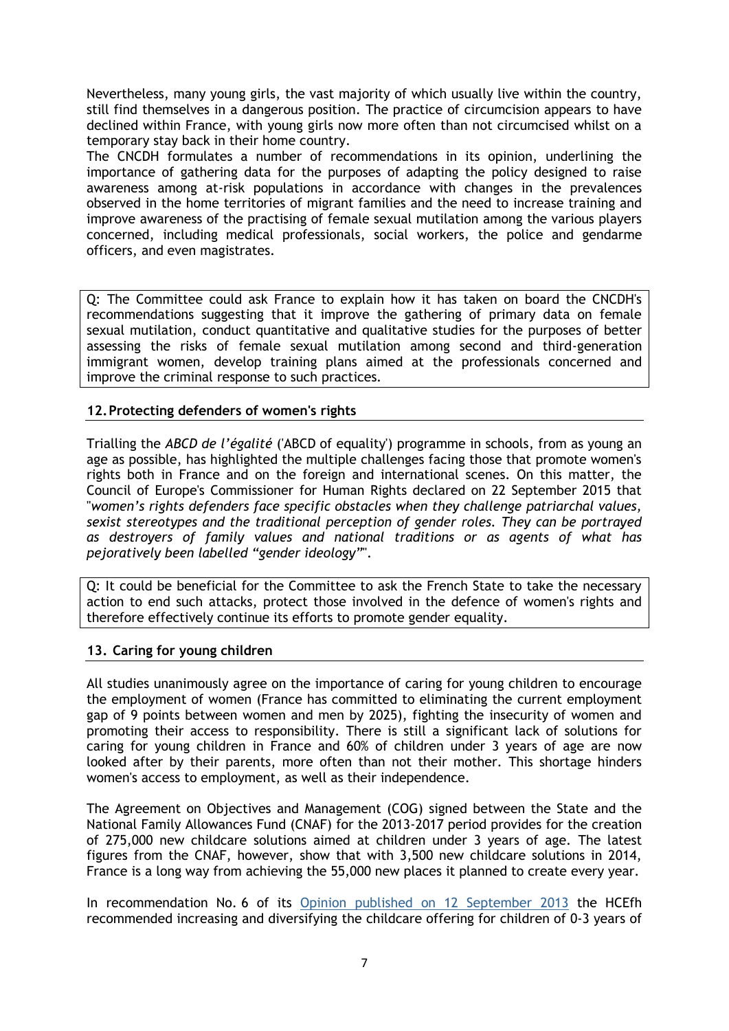Nevertheless, many young girls, the vast majority of which usually live within the country, still find themselves in a dangerous position. The practice of circumcision appears to have declined within France, with young girls now more often than not circumcised whilst on a temporary stay back in their home country.
The CNCDH formulates a number of recommendations in its opinion, underlining the importance of gathering data for the purposes of adapting the policy designed to raise awareness among at-risk populations in accordance with changes in the prevalences observed in the home territories of migrant families and the need to increase training and improve awareness of the practising of female sexual mutilation among the various players concerned, including medical professionals, social workers, the police and gendarme officers, and even magistrates.

Q: The Committee could ask France to explain how it has taken on board the CNCDH's recommendations suggesting that it improve the gathering of primary data on female sexual mutilation, conduct quantitative and qualitative studies for the purposes of better assessing the risks of female sexual mutilation among second and third-generation immigrant women, develop training plans aimed at the professionals concerned and improve the criminal response to such practices.

## 12. Protecting defenders of women's rights

Trialling the *ABCD de l'égalité* ('ABCD of equality') programme in schools, from as young an age as possible, has highlighted the multiple challenges facing those that promote women's rights both in France and on the foreign and international scenes. On this matter, the Council of Europe's Commissioner for Human Rights declared on 22 September 2015 that "*women's rights defenders face specific obstacles when they challenge patriarchal values, sexist stereotypes and the traditional perception of gender roles. They can be portrayed as destroyers of family values and national traditions or as agents of what has pejoratively been labelled "gender ideology"*".

Q: It could be beneficial for the Committee to ask the French State to take the necessary action to end such attacks, protect those involved in the defence of women's rights and therefore effectively continue its efforts to promote gender equality.

## 13. Caring for young children

All studies unanimously agree on the importance of caring for young children to encourage the employment of women (France has committed to eliminating the current employment gap of 9 points between women and men by 2025), fighting the insecurity of women and promoting their access to responsibility. There is still a significant lack of solutions for caring for young children in France and 60% of children under 3 years of age are now looked after by their parents, more often than not their mother. This shortage hinders women's access to employment, as well as their independence.

The Agreement on Objectives and Management (COG) signed between the State and the National Family Allowances Fund (CNAF) for the 2013-2017 period provides for the creation of 275,000 new childcare solutions aimed at children under 3 years of age. The latest figures from the CNAF, however, show that with 3,500 new childcare solutions in 2014, France is a long way from achieving the 55,000 new places it planned to create every year.

In recommendation No. 6 of its Opinion published on 12 September 2013 the HCEfh recommended increasing and diversifying the childcare offering for children of 0-3 years of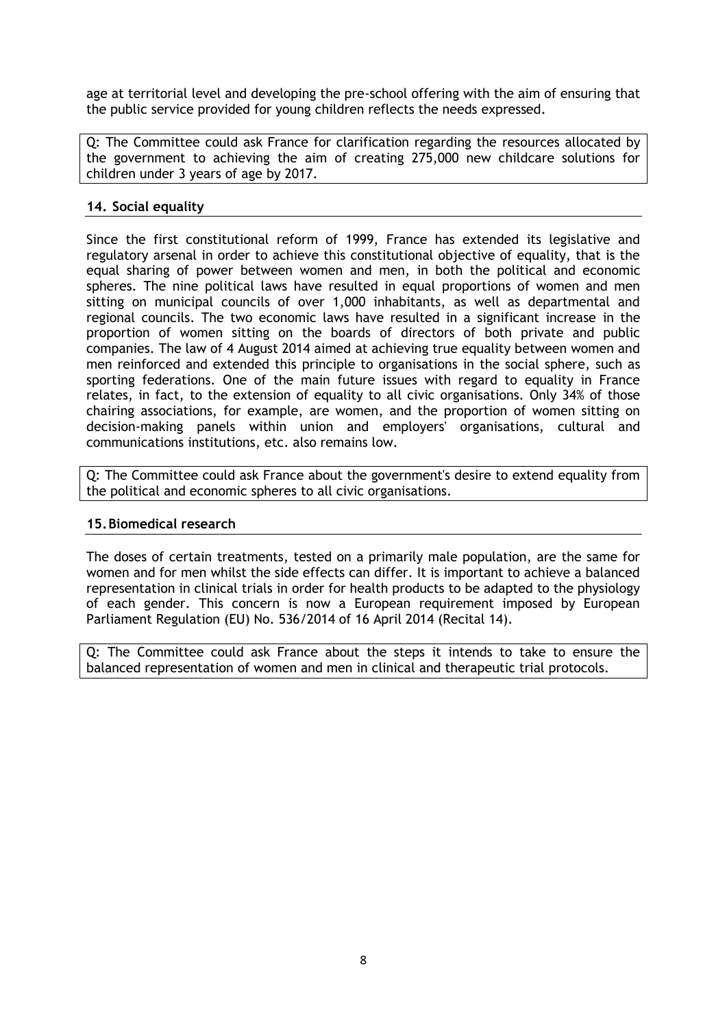age at territorial level and developing the pre-school offering with the aim of ensuring that the public service provided for young children reflects the needs expressed.

Q: The Committee could ask France for clarification regarding the resources allocated by the government to achieving the aim of creating 275,000 new childcare solutions for children under 3 years of age by 2017.

### 14. Social equality

Since the first constitutional reform of 1999, France has extended its legislative and regulatory arsenal in order to achieve this constitutional objective of equality, that is the equal sharing of power between women and men, in both the political and economic spheres. The nine political laws have resulted in equal proportions of women and men sitting on municipal councils of over 1,000 inhabitants, as well as departmental and regional councils. The two economic laws have resulted in a significant increase in the proportion of women sitting on the boards of directors of both private and public companies. The law of 4 August 2014 aimed at achieving true equality between women and men reinforced and extended this principle to organisations in the social sphere, such as sporting federations. One of the main future issues with regard to equality in France relates, in fact, to the extension of equality to all civic organisations. Only 34% of those chairing associations, for example, are women, and the proportion of women sitting on decision-making panels within union and employers' organisations, cultural and communications institutions, etc. also remains low.

Q: The Committee could ask France about the government's desire to extend equality from the political and economic spheres to all civic organisations.

### 15. Biomedical research

The doses of certain treatments, tested on a primarily male population, are the same for women and for men whilst the side effects can differ. It is important to achieve a balanced representation in clinical trials in order for health products to be adapted to the physiology of each gender. This concern is now a European requirement imposed by European Parliament Regulation (EU) No. 536/2014 of 16 April 2014 (Recital 14).

Q: The Committee could ask France about the steps it intends to take to ensure the balanced representation of women and men in clinical and therapeutic trial protocols.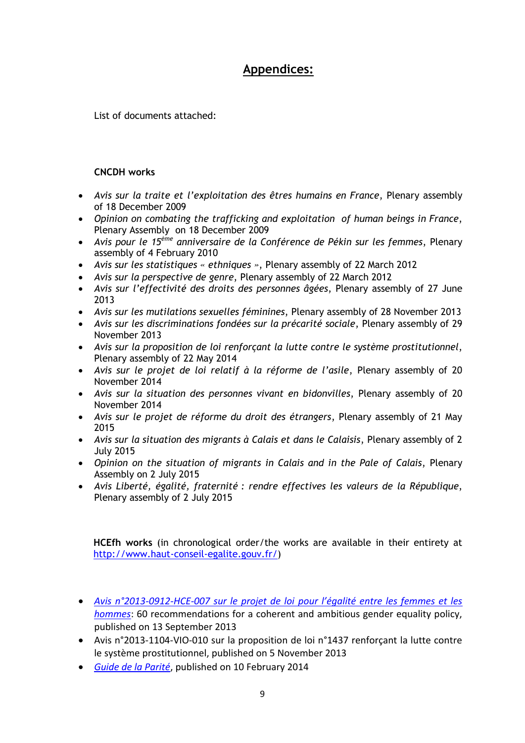# Appendices:

List of documents attached:

**CNCDH works**

- *Avis sur la traite et l'exploitation des êtres humains en France*, Plenary assembly of 18 December 2009
- *Opinion on combating the trafficking and exploitation of human beings in France*, Plenary Assembly on 18 December 2009
- *Avis pour le 15ème anniversaire de la Conférence de Pékin sur les femmes*, Plenary assembly of 4 February 2010
- *Avis sur les statistiques « ethniques »*, Plenary assembly of 22 March 2012
- *Avis sur la perspective de genre*, Plenary assembly of 22 March 2012
- *Avis sur l'effectivité des droits des personnes âgées*, Plenary assembly of 27 June 2013
- *Avis sur les mutilations sexuelles féminines*, Plenary assembly of 28 November 2013
- *Avis sur les discriminations fondées sur la précarité sociale*, Plenary assembly of 29 November 2013
- *Avis sur la proposition de loi renforçant la lutte contre le système prostitutionnel*, Plenary assembly of 22 May 2014
- *Avis sur le projet de loi relatif à la réforme de l'asile*, Plenary assembly of 20 November 2014
- *Avis sur la situation des personnes vivant en bidonvilles*, Plenary assembly of 20 November 2014
- *Avis sur le projet de réforme du droit des étrangers*, Plenary assembly of 21 May 2015
- *Avis sur la situation des migrants à Calais et dans le Calaisis*, Plenary assembly of 2 July 2015
- *Opinion on the situation of migrants in Calais and in the Pale of Calais*, Plenary Assembly on 2 July 2015
- *Avis Liberté, égalité, fraternité : rendre effectives les valeurs de la République*, Plenary assembly of 2 July 2015

**HCEfh works** (in chronological order/the works are available in their entirety at http://www.haut-conseil-egalite.gouv.fr/)

- *Avis n°2013-0912-HCE-007 sur le projet de loi pour l'égalité entre les femmes et les hommes*: 60 recommendations for a coherent and ambitious gender equality policy, published on 13 September 2013
- Avis n°2013-1104-VIO-010 sur la proposition de loi n°1437 renforçant la lutte contre le système prostitutionnel, published on 5 November 2013
- *Guide de la Parité*, published on 10 February 2014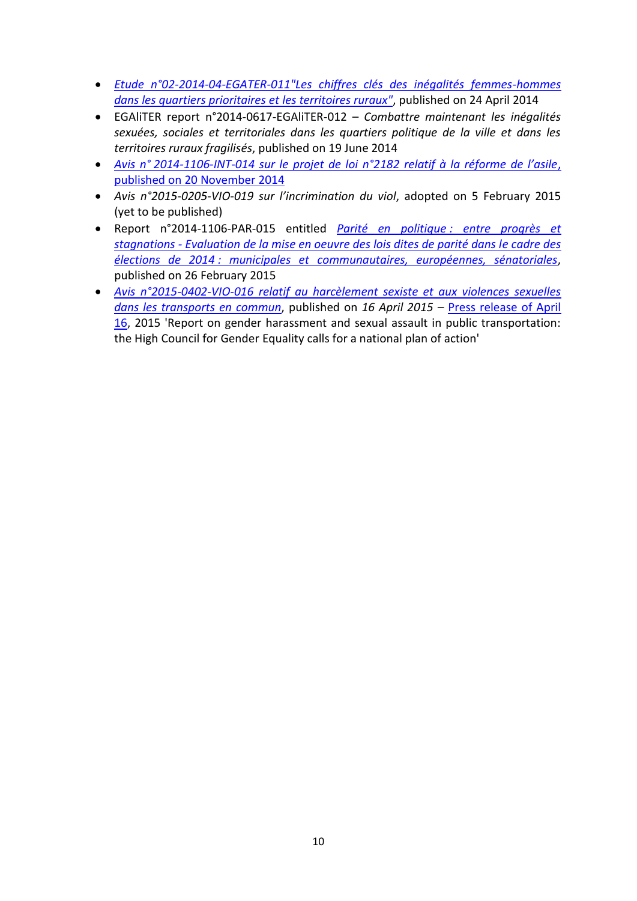- *Etude n°02-2014-04-EGATER-011"Les chiffres clés des inégalités femmes-hommes dans les quartiers prioritaires et les territoires ruraux"*, published on 24 April 2014
- EGAliTER report n°2014-0617-EGAliTER-012 – *Combattre maintenant les inégalités sexuées, sociales et territoriales dans les quartiers politique de la ville et dans les territoires ruraux fragilisés*, published on 19 June 2014
- *Avis n° 2014-1106-INT-014 sur le projet de loi n°2182 relatif à la réforme de l'asile*, published on 20 November 2014
- *Avis n°2015-0205-VIO-019 sur l'incrimination du viol*, adopted on 5 February 2015 (yet to be published)
- Report n°2014-1106-PAR-015 entitled *Parité en politique : entre progrès et stagnations - Evaluation de la mise en oeuvre des lois dites de parité dans le cadre des élections de 2014 : municipales et communautaires, européennes, sénatoriales*, published on 26 February 2015
- *Avis n°2015-0402-VIO-016 relatif au harcèlement sexiste et aux violences sexuelles dans les transports en commun*, published on *16 April 2015* – Press release of April 16, 2015 'Report on gender harassment and sexual assault in public transportation: the High Council for Gender Equality calls for a national plan of action'